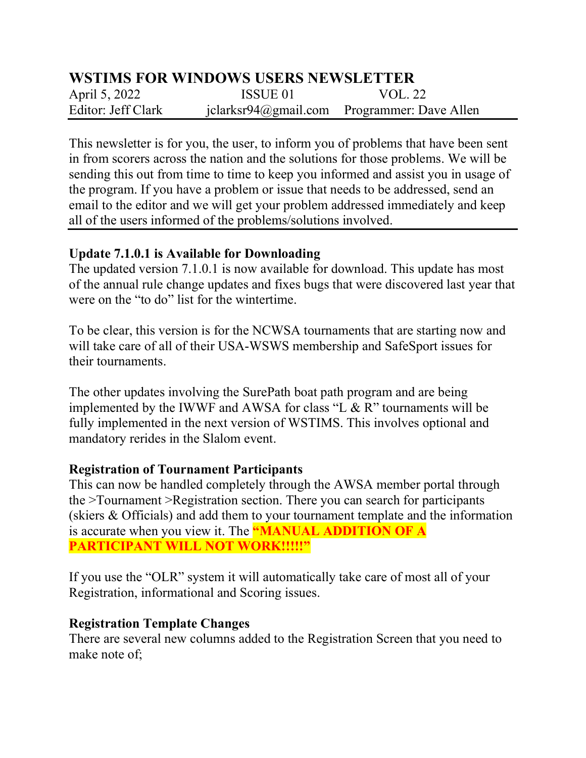# WSTIMS FOR WINDOWS USERS NEWSLETTER

April 5, 2022 ISSUE 01 VOL. 22

Editor: Jeff Clark jclarksr94@gmail.com Programmer: Dave Allen

---

This newsletter is for you, the user, to inform you of problems that have been sent in from scorers across the nation and the solutions for those problems. We will be sending this out from time to time to keep you informed and assist you in usage of the program. If you have a problem or issue that needs to be addressed, send an email to the editor and we will get your problem addressed immediately and keep all of the users informed of the problems/solutions involved.

---

**Update 7.1.0.1 is Available for Downloading**

The updated version 7.1.0.1 is now available for download. This update has most of the annual rule change updates and fixes bugs that were discovered last year that were on the "to do" list for the wintertime.

To be clear, this version is for the NCWSA tournaments that are starting now and will take care of all of their USA-WSWS membership and SafeSport issues for their tournaments.

The other updates involving the SurePath boat path program and are being implemented by the IWWF and AWSA for class "L & R" tournaments will be fully implemented in the next version of WSTIMS. This involves optional and mandatory rerides in the Slalom event.

**Registration of Tournament Participants**

This can now be handled completely through the AWSA member portal through the >Tournament >Registration section. There you can search for participants (skiers & Officials) and add them to your tournament template and the information is accurate when you view it. The **"MANUAL ADDITION OF A PARTICIPANT WILL NOT WORK!!!!!"**

If you use the "OLR" system it will automatically take care of most all of your Registration, informational and Scoring issues.

**Registration Template Changes**

There are several new columns added to the Registration Screen that you need to make note of;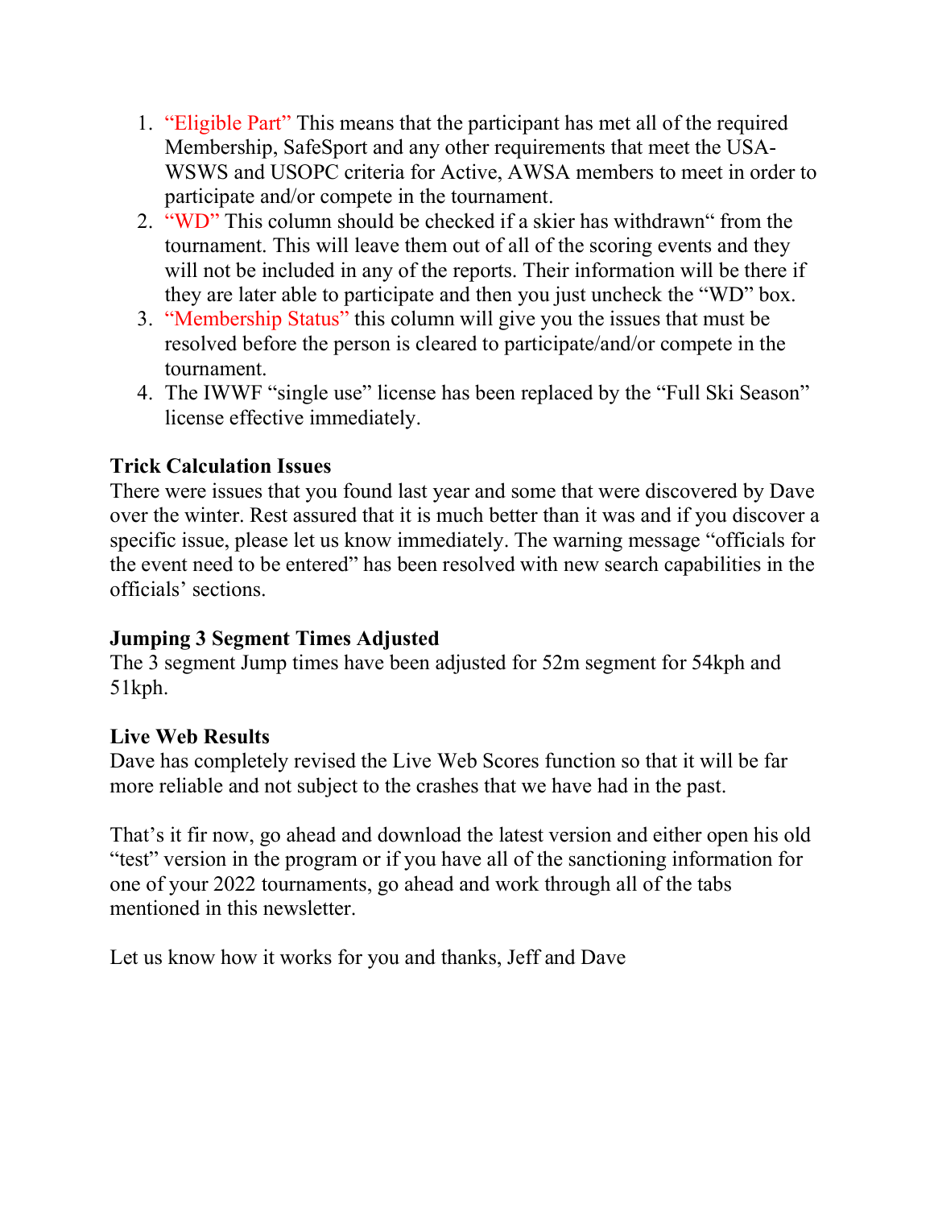1. "Eligible Part" This means that the participant has met all of the required Membership, SafeSport and any other requirements that meet the USA-WSWS and USOPC criteria for Active, AWSA members to meet in order to participate and/or compete in the tournament.
2. "WD" This column should be checked if a skier has withdrawn" from the tournament. This will leave them out of all of the scoring events and they will not be included in any of the reports. Their information will be there if they are later able to participate and then you just uncheck the "WD" box.
3. "Membership Status" this column will give you the issues that must be resolved before the person is cleared to participate/and/or compete in the tournament.
4. The IWWF "single use" license has been replaced by the "Full Ski Season" license effective immediately.

**Trick Calculation Issues**

There were issues that you found last year and some that were discovered by Dave over the winter. Rest assured that it is much better than it was and if you discover a specific issue, please let us know immediately. The warning message "officials for the event need to be entered" has been resolved with new search capabilities in the officials' sections.

**Jumping 3 Segment Times Adjusted**

The 3 segment Jump times have been adjusted for 52m segment for 54kph and 51kph.

**Live Web Results**

Dave has completely revised the Live Web Scores function so that it will be far more reliable and not subject to the crashes that we have had in the past.

That's it fir now, go ahead and download the latest version and either open his old "test" version in the program or if you have all of the sanctioning information for one of your 2022 tournaments, go ahead and work through all of the tabs mentioned in this newsletter.

Let us know how it works for you and thanks, Jeff and Dave